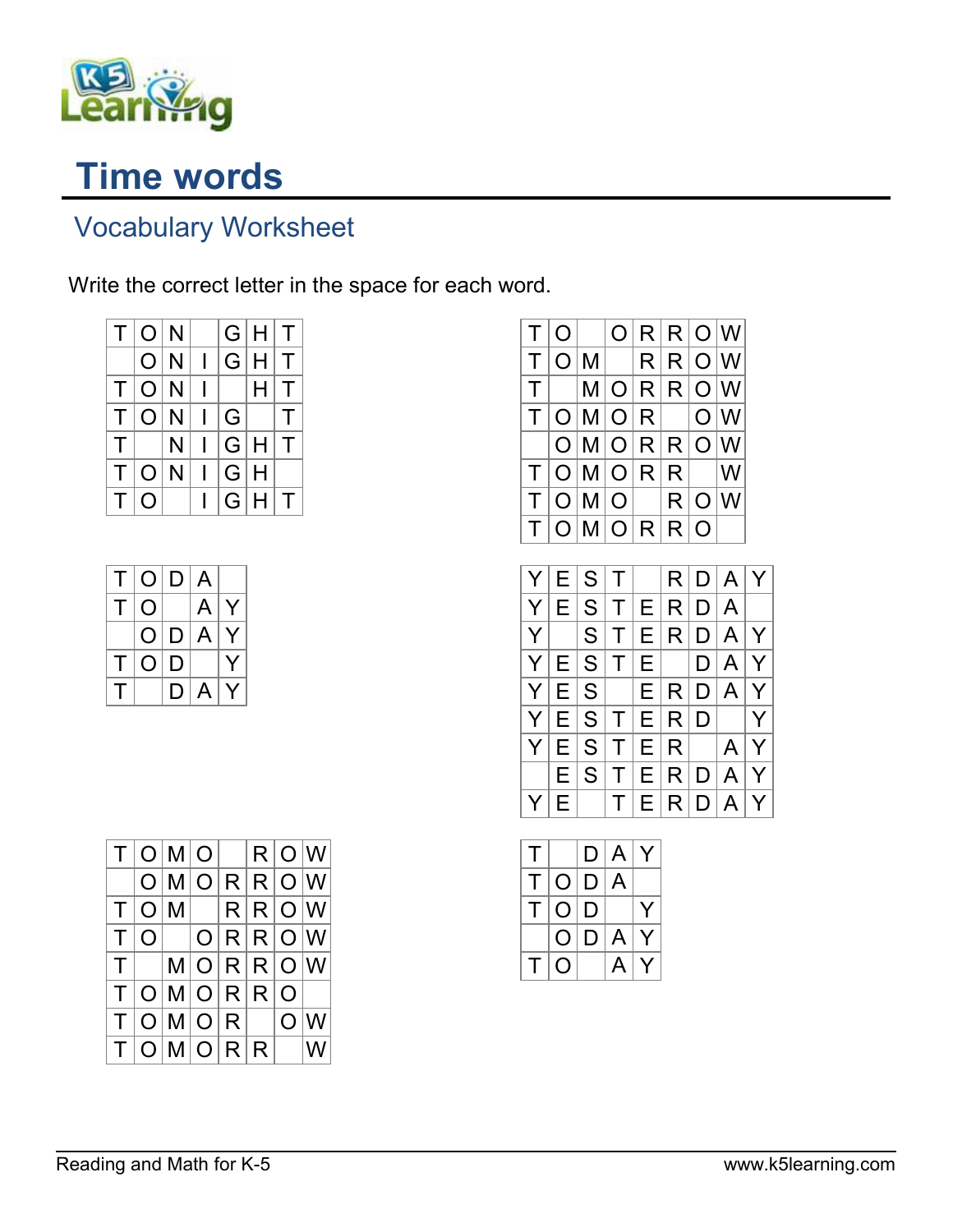# Time words

## Vocabulary Worksheet

Write the correct letter in the space for each word.

| | | | | | | |
|---|---|---|---|---|---|---|
| T | O | N | | G | H | T |
| | O | N | I | G | H | T |
| T | O | N | I | | H | T |
| T | O | N | I | G | | T |
| T | | N | I | G | H | T |
| T | O | N | I | G | H | |
| T | O | | I | G | H | T |

| | | | | | | | |
|---|---|---|---|---|---|---|---|
| T | O | | O | R | R | O | W |
| T | O | M | | R | R | O | W |
| T | | M | O | R | R | O | W |
| T | O | M | O | R | | O | W |
| | O | M | O | R | R | O | W |
| T | O | M | O | R | R | | W |
| T | O | M | O | | R | O | W |
| T | O | M | O | R | R | O | |

| | | | | |
|---|---|---|---|---|
| T | O | D | A | |
| T | O | | A | Y |
| | O | D | A | Y |
| T | O | D | | Y |
| T | | D | A | Y |

| | | | | | | | | |
|---|---|---|---|---|---|---|---|---|
| Y | E | S | T | | R | D | A | Y |
| Y | E | S | T | E | R | D | A | |
| Y | | S | T | E | R | D | A | Y |
| Y | E | S | T | E | | D | A | Y |
| Y | E | S | | E | R | D | A | Y |
| Y | E | S | T | E | R | D | | Y |
| Y | E | S | T | E | R | | A | Y |
| | E | S | T | E | R | D | A | Y |
| Y | E | | T | E | R | D | A | Y |

| | | | | | | | |
|---|---|---|---|---|---|---|---|
| T | O | M | O | | R | O | W |
| | O | M | O | R | R | O | W |
| T | O | M | | R | R | O | W |
| T | O | | O | R | R | O | W |
| T | | M | O | R | R | O | W |
| T | O | M | O | R | R | O | |
| T | O | M | O | R | | O | W |
| T | O | M | O | R | R | | W |

| | | | | |
|---|---|---|---|---|
| T | | D | A | Y |
| T | O | D | A | |
| T | O | D | | Y |
| | O | D | A | Y |
| T | O | | A | Y |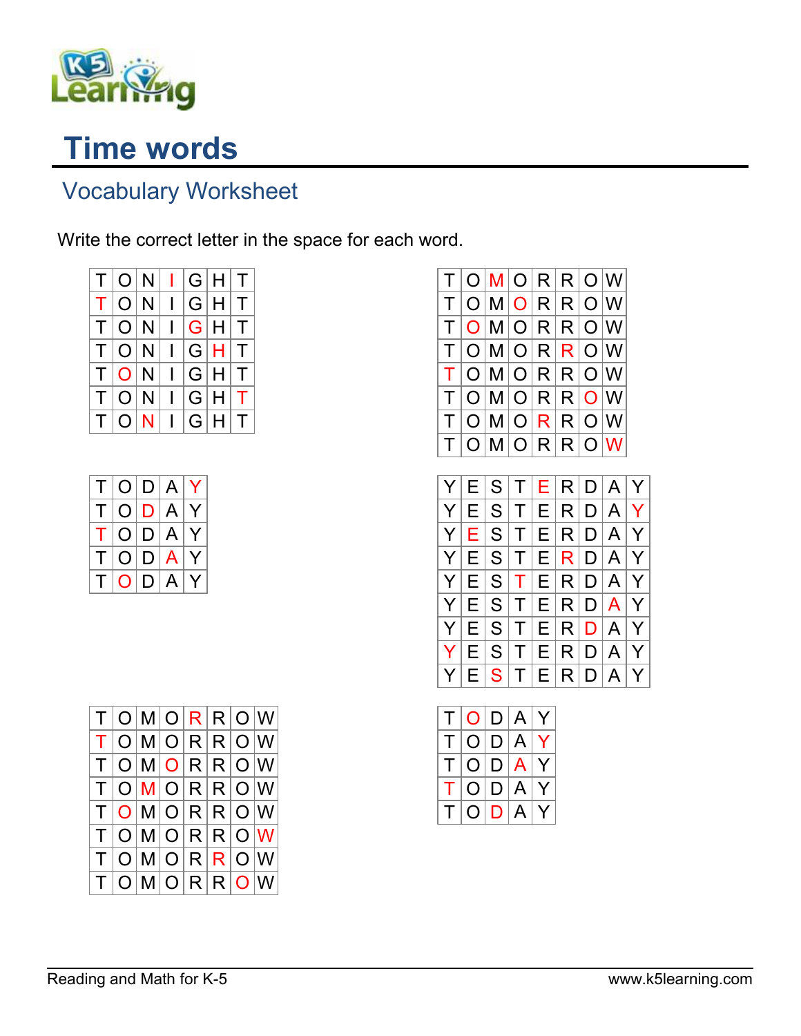# Time words

## Vocabulary Worksheet

Write the correct letter in the space for each word.

| | | | | | | |
|---|---|---|---|---|---|---|
| T | O | N | I | G | H | T |
| T | O | N | I | G | H | T |
| T | O | N | I | G | H | T |
| T | O | N | I | G | H | T |
| T | O | N | I | G | H | T |
| T | O | N | I | G | H | T |
| T | O | N | I | G | H | T |

| | | | | | | | |
|---|---|---|---|---|---|---|---|
| T | O | M | O | R | R | O | W |
| T | O | M | O | R | R | O | W |
| T | O | M | O | R | R | O | W |
| T | O | M | O | R | R | O | W |
| T | O | M | O | R | R | O | W |
| T | O | M | O | R | R | O | W |
| T | O | M | O | R | R | O | W |
| T | O | M | O | R | R | O | W |

| | | | | |
|---|---|---|---|---|
| T | O | D | A | Y |
| T | O | D | A | Y |
| T | O | D | A | Y |
| T | O | D | A | Y |
| T | O | D | A | Y |

| | | | | | | | | |
|---|---|---|---|---|---|---|---|---|
| Y | E | S | T | E | R | D | A | Y |
| Y | E | S | T | E | R | D | A | Y |
| Y | E | S | T | E | R | D | A | Y |
| Y | E | S | T | E | R | D | A | Y |
| Y | E | S | T | E | R | D | A | Y |
| Y | E | S | T | E | R | D | A | Y |
| Y | E | S | T | E | R | D | A | Y |
| Y | E | S | T | E | R | D | A | Y |
| Y | E | S | T | E | R | D | A | Y |

| | | | | | | | |
|---|---|---|---|---|---|---|---|
| T | O | M | O | R | R | O | W |
| T | O | M | O | R | R | O | W |
| T | O | M | O | R | R | O | W |
| T | O | M | O | R | R | O | W |
| T | O | M | O | R | R | O | W |
| T | O | M | O | R | R | O | W |
| T | O | M | O | R | R | O | W |
| T | O | M | O | R | R | O | W |

| | | | | |
|---|---|---|---|---|
| T | O | D | A | Y |
| T | O | D | A | Y |
| T | O | D | A | Y |
| T | O | D | A | Y |
| T | O | D | A | Y |